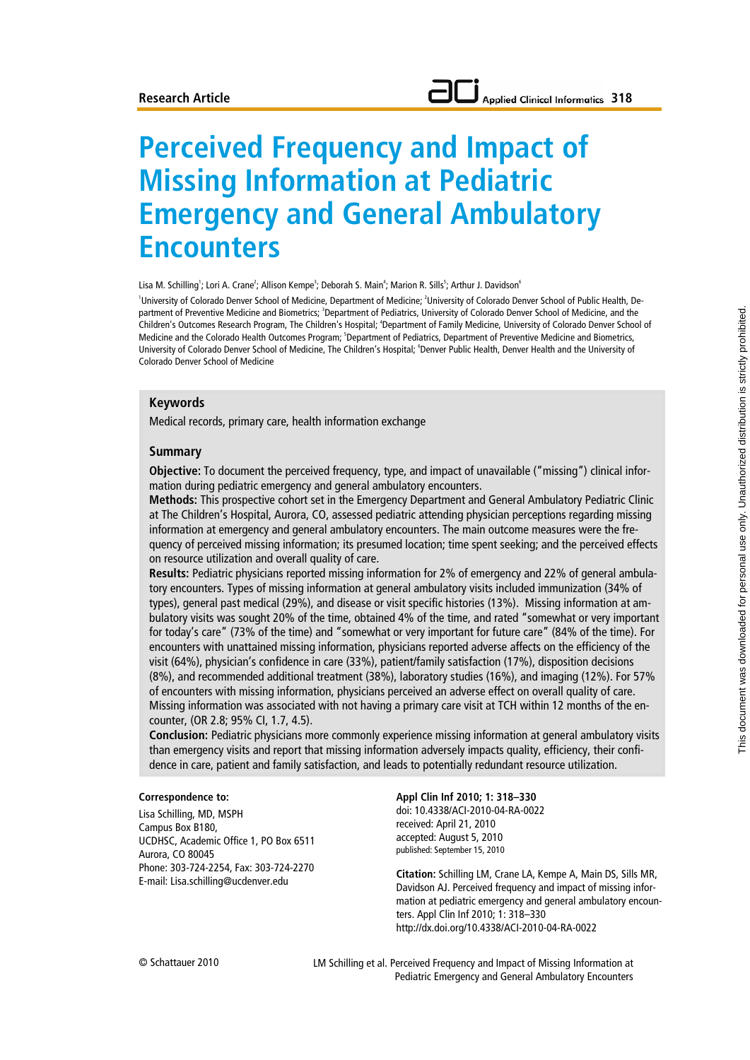Research Article

# Perceived Frequency and Impact of Missing Information at Pediatric Emergency and General Ambulatory Encounters

Lisa M. Schilling[1]; Lori A. Crane[2]; Allison Kempe[3]; Deborah S. Main[4]; Marion R. Sills[5]; Arthur J. Davidson[6]

[1]University of Colorado Denver School of Medicine, Department of Medicine; [2]University of Colorado Denver School of Public Health, Department of Preventive Medicine and Biometrics; [3]Department of Pediatrics, University of Colorado Denver School of Medicine, and the Children's Outcomes Research Program, The Children's Hospital; [4]Department of Family Medicine, University of Colorado Denver School of Medicine and the Colorado Health Outcomes Program; [5]Department of Pediatrics, Department of Preventive Medicine and Biometrics, University of Colorado Denver School of Medicine, The Children's Hospital; [6]Denver Public Health, Denver Health and the University of Colorado Denver School of Medicine

## Keywords

Medical records, primary care, health information exchange

## Summary

**Objective:** To document the perceived frequency, type, and impact of unavailable ("missing") clinical information during pediatric emergency and general ambulatory encounters.

**Methods:** This prospective cohort set in the Emergency Department and General Ambulatory Pediatric Clinic at The Children's Hospital, Aurora, CO, assessed pediatric attending physician perceptions regarding missing information at emergency and general ambulatory encounters. The main outcome measures were the frequency of perceived missing information; its presumed location; time spent seeking; and the perceived effects on resource utilization and overall quality of care.

**Results:** Pediatric physicians reported missing information for 2% of emergency and 22% of general ambulatory encounters. Types of missing information at general ambulatory visits included immunization (34% of types), general past medical (29%), and disease or visit specific histories (13%). Missing information at ambulatory visits was sought 20% of the time, obtained 4% of the time, and rated "somewhat or very important for today's care" (73% of the time) and "somewhat or very important for future care" (84% of the time). For encounters with unattained missing information, physicians reported adverse affects on the efficiency of the visit (64%), physician's confidence in care (33%), patient/family satisfaction (17%), disposition decisions (8%), and recommended additional treatment (38%), laboratory studies (16%), and imaging (12%). For 57% of encounters with missing information, physicians perceived an adverse effect on overall quality of care. Missing information was associated with not having a primary care visit at TCH within 12 months of the encounter, (OR 2.8; 95% CI, 1.7, 4.5).

**Conclusion:** Pediatric physicians more commonly experience missing information at general ambulatory visits than emergency visits and report that missing information adversely impacts quality, efficiency, their confidence in care, patient and family satisfaction, and leads to potentially redundant resource utilization.

**Correspondence to:**

Lisa Schilling, MD, MSPH
Campus Box B180,
UCDHSC, Academic Office 1, PO Box 6511
Aurora, CO 80045
Phone: 303-724-2254, Fax: 303-724-2270
E-mail: Lisa.schilling@ucdenver.edu

**Appl Clin Inf 2010; 1: 318–330**
doi: 10.4338/ACI-2010-04-RA-0022
received: April 21, 2010
accepted: August 5, 2010
published: September 15, 2010

**Citation:** Schilling LM, Crane LA, Kempe A, Main DS, Sills MR, Davidson AJ. Perceived frequency and impact of missing information at pediatric emergency and general ambulatory encounters. Appl Clin Inf 2010; 1: 318–330
http://dx.doi.org/10.4338/ACI-2010-04-RA-0022

© Schattauer 2010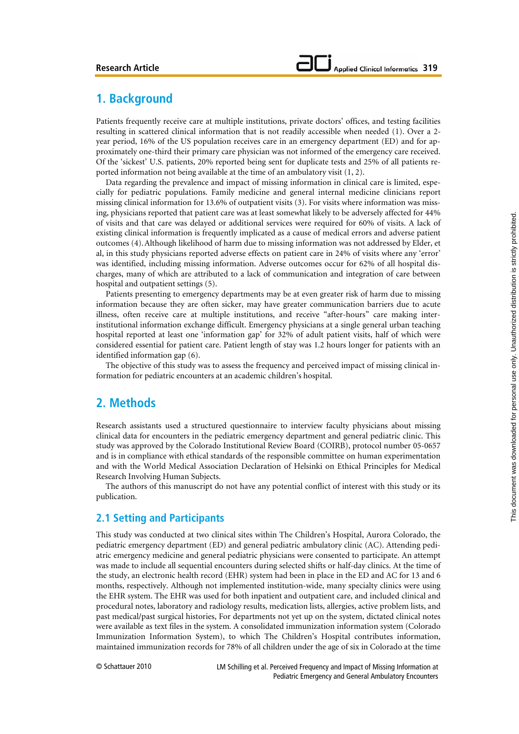## 1. Background

Patients frequently receive care at multiple institutions, private doctors' offices, and testing facilities resulting in scattered clinical information that is not readily accessible when needed (1). Over a 2-year period, 16% of the US population receives care in an emergency department (ED) and for approximately one-third their primary care physician was not informed of the emergency care received. Of the 'sickest' U.S. patients, 20% reported being sent for duplicate tests and 25% of all patients reported information not being available at the time of an ambulatory visit (1, 2).

Data regarding the prevalence and impact of missing information in clinical care is limited, especially for pediatric populations. Family medicine and general internal medicine clinicians report missing clinical information for 13.6% of outpatient visits (3). For visits where information was missing, physicians reported that patient care was at least somewhat likely to be adversely affected for 44% of visits and that care was delayed or additional services were required for 60% of visits. A lack of existing clinical information is frequently implicated as a cause of medical errors and adverse patient outcomes (4). Although likelihood of harm due to missing information was not addressed by Elder, et al, in this study physicians reported adverse effects on patient care in 24% of visits where any 'error' was identified, including missing information. Adverse outcomes occur for 62% of all hospital discharges, many of which are attributed to a lack of communication and integration of care between hospital and outpatient settings (5).

Patients presenting to emergency departments may be at even greater risk of harm due to missing information because they are often sicker, may have greater communication barriers due to acute illness, often receive care at multiple institutions, and receive "after-hours" care making inter-institutional information exchange difficult. Emergency physicians at a single general urban teaching hospital reported at least one 'information gap' for 32% of adult patient visits, half of which were considered essential for patient care. Patient length of stay was 1.2 hours longer for patients with an identified information gap (6).

The objective of this study was to assess the frequency and perceived impact of missing clinical information for pediatric encounters at an academic children's hospital.

## 2. Methods

Research assistants used a structured questionnaire to interview faculty physicians about missing clinical data for encounters in the pediatric emergency department and general pediatric clinic. This study was approved by the Colorado Institutional Review Board (COIRB), protocol number 05-0657 and is in compliance with ethical standards of the responsible committee on human experimentation and with the World Medical Association Declaration of Helsinki on Ethical Principles for Medical Research Involving Human Subjects.

The authors of this manuscript do not have any potential conflict of interest with this study or its publication.

### 2.1 Setting and Participants

This study was conducted at two clinical sites within The Children's Hospital, Aurora Colorado, the pediatric emergency department (ED) and general pediatric ambulatory clinic (AC). Attending pediatric emergency medicine and general pediatric physicians were consented to participate. An attempt was made to include all sequential encounters during selected shifts or half-day clinics. At the time of the study, an electronic health record (EHR) system had been in place in the ED and AC for 13 and 6 months, respectively. Although not implemented institution-wide, many specialty clinics were using the EHR system. The EHR was used for both inpatient and outpatient care, and included clinical and procedural notes, laboratory and radiology results, medication lists, allergies, active problem lists, and past medical/past surgical histories, For departments not yet up on the system, dictated clinical notes were available as text files in the system. A consolidated immunization information system (Colorado Immunization Information System), to which The Children's Hospital contributes information, maintained immunization records for 78% of all children under the age of six in Colorado at the time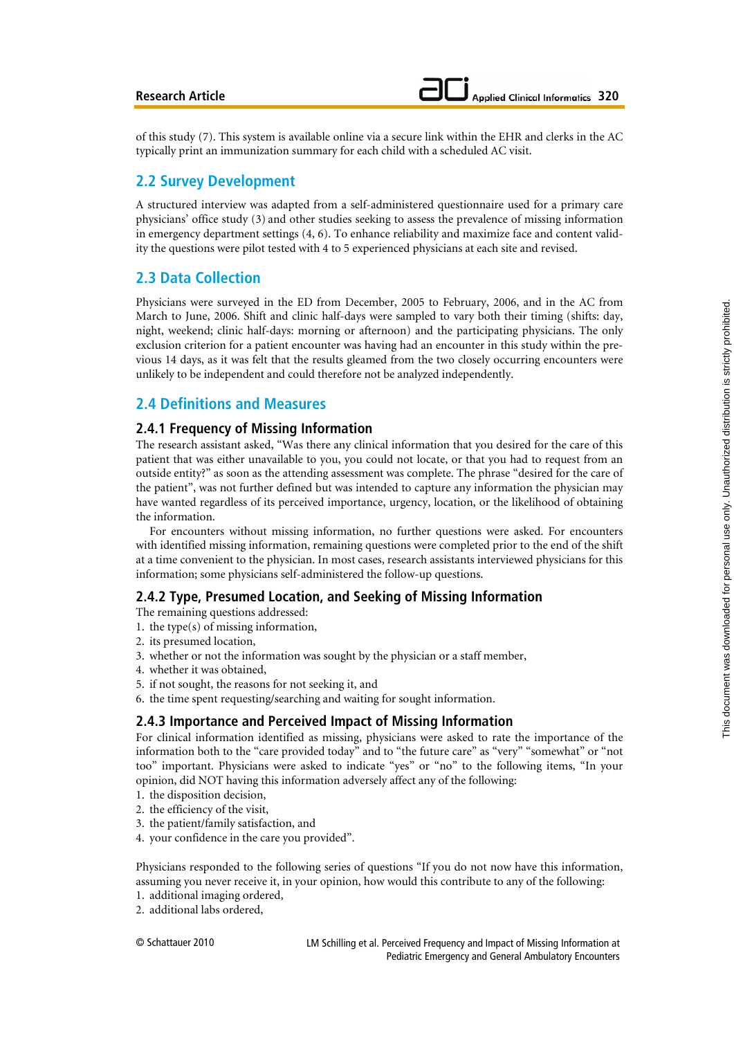of this study (7). This system is available online via a secure link within the EHR and clerks in the AC typically print an immunization summary for each child with a scheduled AC visit.

## 2.2 Survey Development

A structured interview was adapted from a self-administered questionnaire used for a primary care physicians' office study (3) and other studies seeking to assess the prevalence of missing information in emergency department settings (4, 6). To enhance reliability and maximize face and content validity the questions were pilot tested with 4 to 5 experienced physicians at each site and revised.

## 2.3 Data Collection

Physicians were surveyed in the ED from December, 2005 to February, 2006, and in the AC from March to June, 2006. Shift and clinic half-days were sampled to vary both their timing (shifts: day, night, weekend; clinic half-days: morning or afternoon) and the participating physicians. The only exclusion criterion for a patient encounter was having had an encounter in this study within the previous 14 days, as it was felt that the results gleamed from the two closely occurring encounters were unlikely to be independent and could therefore not be analyzed independently.

## 2.4 Definitions and Measures

### 2.4.1 Frequency of Missing Information

The research assistant asked, "Was there any clinical information that you desired for the care of this patient that was either unavailable to you, you could not locate, or that you had to request from an outside entity?" as soon as the attending assessment was complete. The phrase "desired for the care of the patient", was not further defined but was intended to capture any information the physician may have wanted regardless of its perceived importance, urgency, location, or the likelihood of obtaining the information.

For encounters without missing information, no further questions were asked. For encounters with identified missing information, remaining questions were completed prior to the end of the shift at a time convenient to the physician. In most cases, research assistants interviewed physicians for this information; some physicians self-administered the follow-up questions.

### 2.4.2 Type, Presumed Location, and Seeking of Missing Information

The remaining questions addressed:

1. the type(s) of missing information,
2. its presumed location,
3. whether or not the information was sought by the physician or a staff member,
4. whether it was obtained,
5. if not sought, the reasons for not seeking it, and
6. the time spent requesting/searching and waiting for sought information.

### 2.4.3 Importance and Perceived Impact of Missing Information

For clinical information identified as missing, physicians were asked to rate the importance of the information both to the "care provided today" and to "the future care" as "very" "somewhat" or "not too" important. Physicians were asked to indicate "yes" or "no" to the following items, "In your opinion, did NOT having this information adversely affect any of the following:

1. the disposition decision,
2. the efficiency of the visit,
3. the patient/family satisfaction, and
4. your confidence in the care you provided".

Physicians responded to the following series of questions "If you do not now have this information, assuming you never receive it, in your opinion, how would this contribute to any of the following:

1. additional imaging ordered,
2. additional labs ordered,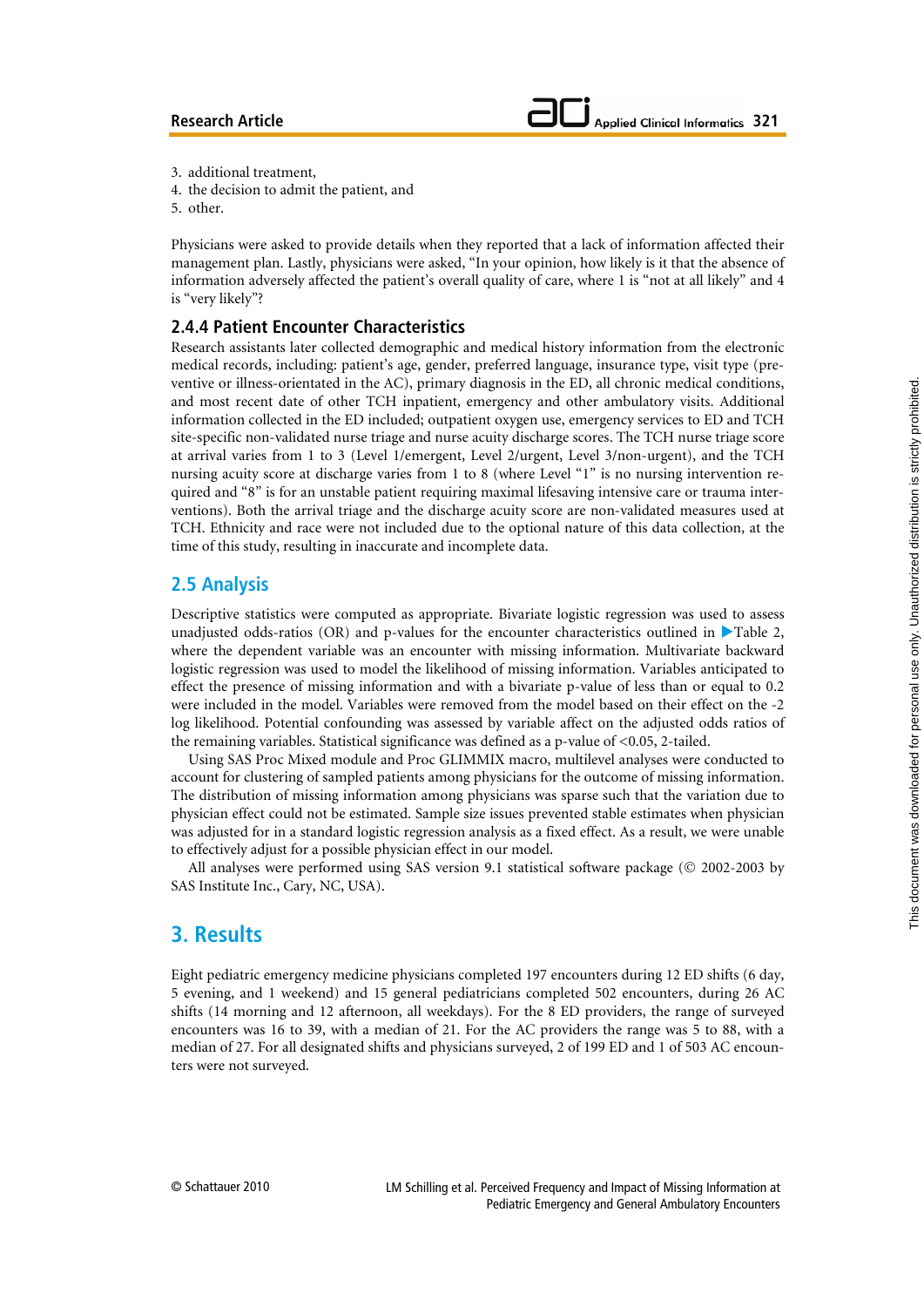3. additional treatment,
4. the decision to admit the patient, and
5. other.

Physicians were asked to provide details when they reported that a lack of information affected their management plan. Lastly, physicians were asked, "In your opinion, how likely is it that the absence of information adversely affected the patient's overall quality of care, where 1 is "not at all likely" and 4 is "very likely"?

### 2.4.4 Patient Encounter Characteristics

Research assistants later collected demographic and medical history information from the electronic medical records, including: patient's age, gender, preferred language, insurance type, visit type (preventive or illness-orientated in the AC), primary diagnosis in the ED, all chronic medical conditions, and most recent date of other TCH inpatient, emergency and other ambulatory visits. Additional information collected in the ED included; outpatient oxygen use, emergency services to ED and TCH site-specific non-validated nurse triage and nurse acuity discharge scores. The TCH nurse triage score at arrival varies from 1 to 3 (Level 1/emergent, Level 2/urgent, Level 3/non-urgent), and the TCH nursing acuity score at discharge varies from 1 to 8 (where Level "1" is no nursing intervention required and "8" is for an unstable patient requiring maximal lifesaving intensive care or trauma interventions). Both the arrival triage and the discharge acuity score are non-validated measures used at TCH. Ethnicity and race were not included due to the optional nature of this data collection, at the time of this study, resulting in inaccurate and incomplete data.

## 2.5 Analysis

Descriptive statistics were computed as appropriate. Bivariate logistic regression was used to assess unadjusted odds-ratios (OR) and p-values for the encounter characteristics outlined in ▶Table 2, where the dependent variable was an encounter with missing information. Multivariate backward logistic regression was used to model the likelihood of missing information. Variables anticipated to effect the presence of missing information and with a bivariate p-value of less than or equal to 0.2 were included in the model. Variables were removed from the model based on their effect on the -2 log likelihood. Potential confounding was assessed by variable affect on the adjusted odds ratios of the remaining variables. Statistical significance was defined as a p-value of $<0.05$, 2-tailed.

Using SAS Proc Mixed module and Proc GLIMMIX macro, multilevel analyses were conducted to account for clustering of sampled patients among physicians for the outcome of missing information. The distribution of missing information among physicians was sparse such that the variation due to physician effect could not be estimated. Sample size issues prevented stable estimates when physician was adjusted for in a standard logistic regression analysis as a fixed effect. As a result, we were unable to effectively adjust for a possible physician effect in our model.

All analyses were performed using SAS version 9.1 statistical software package (© 2002-2003 by SAS Institute Inc., Cary, NC, USA).

# 3. Results

Eight pediatric emergency medicine physicians completed 197 encounters during 12 ED shifts (6 day, 5 evening, and 1 weekend) and 15 general pediatricians completed 502 encounters, during 26 AC shifts (14 morning and 12 afternoon, all weekdays). For the 8 ED providers, the range of surveyed encounters was 16 to 39, with a median of 21. For the AC providers the range was 5 to 88, with a median of 27. For all designated shifts and physicians surveyed, 2 of 199 ED and 1 of 503 AC encounters were not surveyed.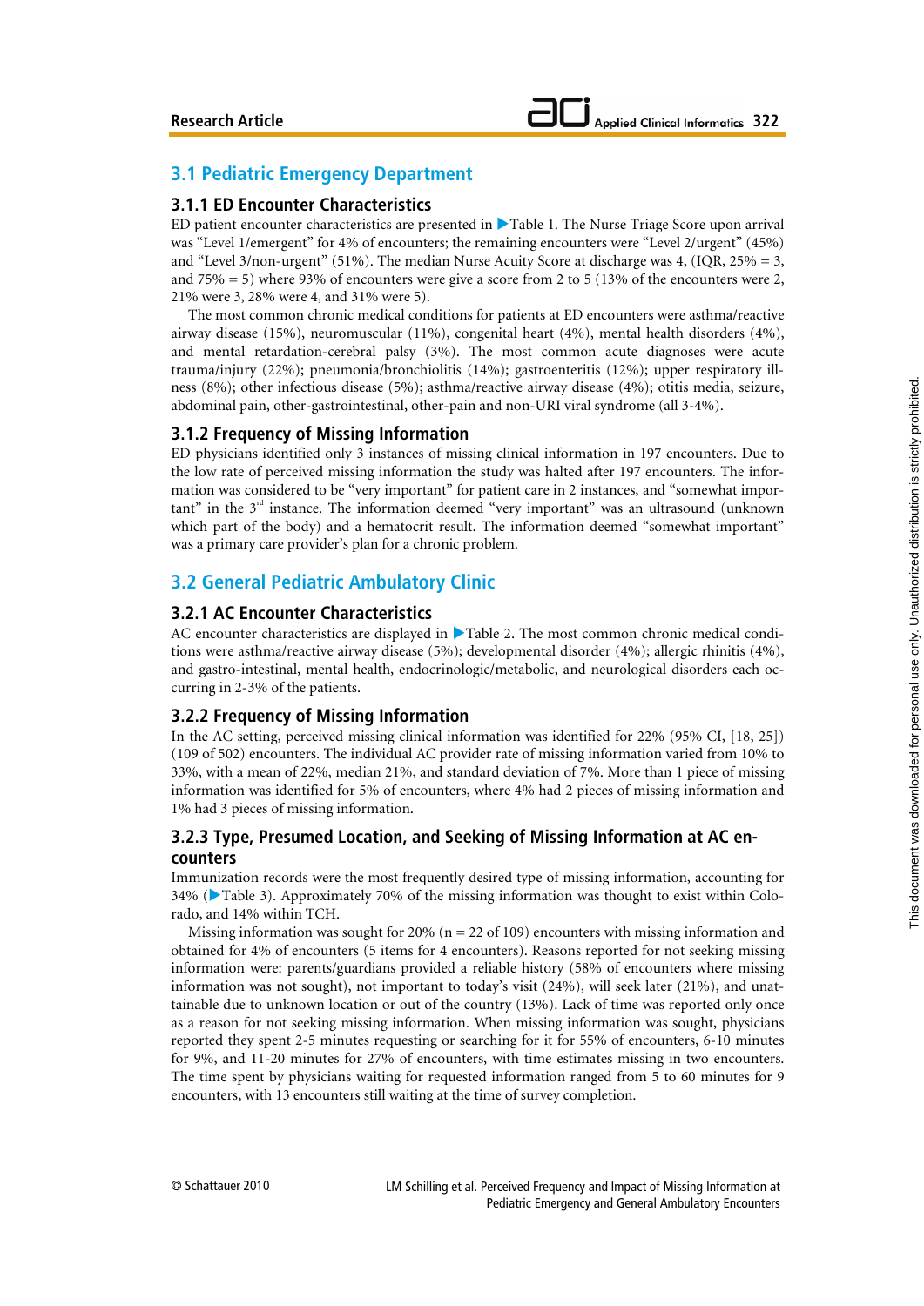## 3.1 Pediatric Emergency Department

### 3.1.1 ED Encounter Characteristics

ED patient encounter characteristics are presented in ▶Table 1. The Nurse Triage Score upon arrival was "Level 1/emergent" for 4% of encounters; the remaining encounters were "Level 2/urgent" (45%) and "Level 3/non-urgent" (51%). The median Nurse Acuity Score at discharge was 4, (IQR, 25% = 3, and 75% = 5) where 93% of encounters were give a score from 2 to 5 (13% of the encounters were 2, 21% were 3, 28% were 4, and 31% were 5).

The most common chronic medical conditions for patients at ED encounters were asthma/reactive airway disease (15%), neuromuscular (11%), congenital heart (4%), mental health disorders (4%), and mental retardation-cerebral palsy (3%). The most common acute diagnoses were acute trauma/injury (22%); pneumonia/bronchiolitis (14%); gastroenteritis (12%); upper respiratory illness (8%); other infectious disease (5%); asthma/reactive airway disease (4%); otitis media, seizure, abdominal pain, other-gastrointestinal, other-pain and non-URI viral syndrome (all 3-4%).

### 3.1.2 Frequency of Missing Information

ED physicians identified only 3 instances of missing clinical information in 197 encounters. Due to the low rate of perceived missing information the study was halted after 197 encounters. The information was considered to be "very important" for patient care in 2 instances, and "somewhat important" in the 3rd instance. The information deemed "very important" was an ultrasound (unknown which part of the body) and a hematocrit result. The information deemed "somewhat important" was a primary care provider's plan for a chronic problem.

## 3.2 General Pediatric Ambulatory Clinic

### 3.2.1 AC Encounter Characteristics

AC encounter characteristics are displayed in ▶Table 2. The most common chronic medical conditions were asthma/reactive airway disease (5%); developmental disorder (4%); allergic rhinitis (4%), and gastro-intestinal, mental health, endocrinologic/metabolic, and neurological disorders each occurring in 2-3% of the patients.

### 3.2.2 Frequency of Missing Information

In the AC setting, perceived missing clinical information was identified for 22% (95% CI, [18, 25]) (109 of 502) encounters. The individual AC provider rate of missing information varied from 10% to 33%, with a mean of 22%, median 21%, and standard deviation of 7%. More than 1 piece of missing information was identified for 5% of encounters, where 4% had 2 pieces of missing information and 1% had 3 pieces of missing information.

### 3.2.3 Type, Presumed Location, and Seeking of Missing Information at AC encounters

Immunization records were the most frequently desired type of missing information, accounting for 34% (▶Table 3). Approximately 70% of the missing information was thought to exist within Colorado, and 14% within TCH.

Missing information was sought for 20% (n = 22 of 109) encounters with missing information and obtained for 4% of encounters (5 items for 4 encounters). Reasons reported for not seeking missing information were: parents/guardians provided a reliable history (58% of encounters where missing information was not sought), not important to today's visit (24%), will seek later (21%), and unattainable due to unknown location or out of the country (13%). Lack of time was reported only once as a reason for not seeking missing information. When missing information was sought, physicians reported they spent 2-5 minutes requesting or searching for it for 55% of encounters, 6-10 minutes for 9%, and 11-20 minutes for 27% of encounters, with time estimates missing in two encounters. The time spent by physicians waiting for requested information ranged from 5 to 60 minutes for 9 encounters, with 13 encounters still waiting at the time of survey completion.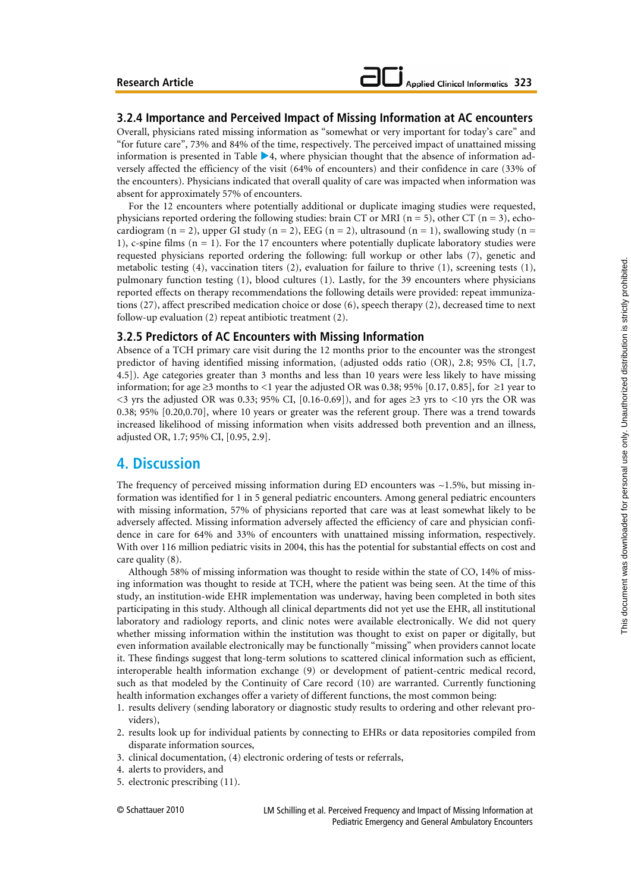### 3.2.4 Importance and Perceived Impact of Missing Information at AC encounters

Overall, physicians rated missing information as "somewhat or very important for today's care" and "for future care", 73% and 84% of the time, respectively. The perceived impact of unattained missing information is presented in Table ▶4, where physician thought that the absence of information adversely affected the efficiency of the visit (64% of encounters) and their confidence in care (33% of the encounters). Physicians indicated that overall quality of care was impacted when information was absent for approximately 57% of encounters.

For the 12 encounters where potentially additional or duplicate imaging studies were requested, physicians reported ordering the following studies: brain CT or MRI (n = 5), other CT (n = 3), echocardiogram (n = 2), upper GI study (n = 2), EEG (n = 2), ultrasound (n = 1), swallowing study (n = 1), c-spine films (n = 1). For the 17 encounters where potentially duplicate laboratory studies were requested physicians reported ordering the following: full workup or other labs (7), genetic and metabolic testing (4), vaccination titers (2), evaluation for failure to thrive (1), screening tests (1), pulmonary function testing (1), blood cultures (1). Lastly, for the 39 encounters where physicians reported effects on therapy recommendations the following details were provided: repeat immunizations (27), affect prescribed medication choice or dose (6), speech therapy (2), decreased time to next follow-up evaluation (2) repeat antibiotic treatment (2).

### 3.2.5 Predictors of AC Encounters with Missing Information

Absence of a TCH primary care visit during the 12 months prior to the encounter was the strongest predictor of having identified missing information, (adjusted odds ratio (OR), 2.8; 95% CI, [1.7, 4.5]). Age categories greater than 3 months and less than 10 years were less likely to have missing information; for age ≥3 months to <1 year the adjusted OR was 0.38; 95% [0.17, 0.85], for ≥1 year to <3 yrs the adjusted OR was 0.33; 95% CI, [0.16-0.69]), and for ages ≥3 yrs to <10 yrs the OR was 0.38; 95% [0.20,0.70], where 10 years or greater was the referent group. There was a trend towards increased likelihood of missing information when visits addressed both prevention and an illness, adjusted OR, 1.7; 95% CI, [0.95, 2.9].

## 4. Discussion

The frequency of perceived missing information during ED encounters was ~1.5%, but missing information was identified for 1 in 5 general pediatric encounters. Among general pediatric encounters with missing information, 57% of physicians reported that care was at least somewhat likely to be adversely affected. Missing information adversely affected the efficiency of care and physician confidence in care for 64% and 33% of encounters with unattained missing information, respectively. With over 116 million pediatric visits in 2004, this has the potential for substantial effects on cost and care quality (8).

Although 58% of missing information was thought to reside within the state of CO, 14% of missing information was thought to reside at TCH, where the patient was being seen. At the time of this study, an institution-wide EHR implementation was underway, having been completed in both sites participating in this study. Although all clinical departments did not yet use the EHR, all institutional laboratory and radiology reports, and clinic notes were available electronically. We did not query whether missing information within the institution was thought to exist on paper or digitally, but even information available electronically may be functionally "missing" when providers cannot locate it. These findings suggest that long-term solutions to scattered clinical information such as efficient, interoperable health information exchange (9) or development of patient-centric medical record, such as that modeled by the Continuity of Care record (10) are warranted. Currently functioning health information exchanges offer a variety of different functions, the most common being:

1. results delivery (sending laboratory or diagnostic study results to ordering and other relevant providers),
2. results look up for individual patients by connecting to EHRs or data repositories compiled from disparate information sources,
3. clinical documentation, (4) electronic ordering of tests or referrals,
4. alerts to providers, and
5. electronic prescribing (11).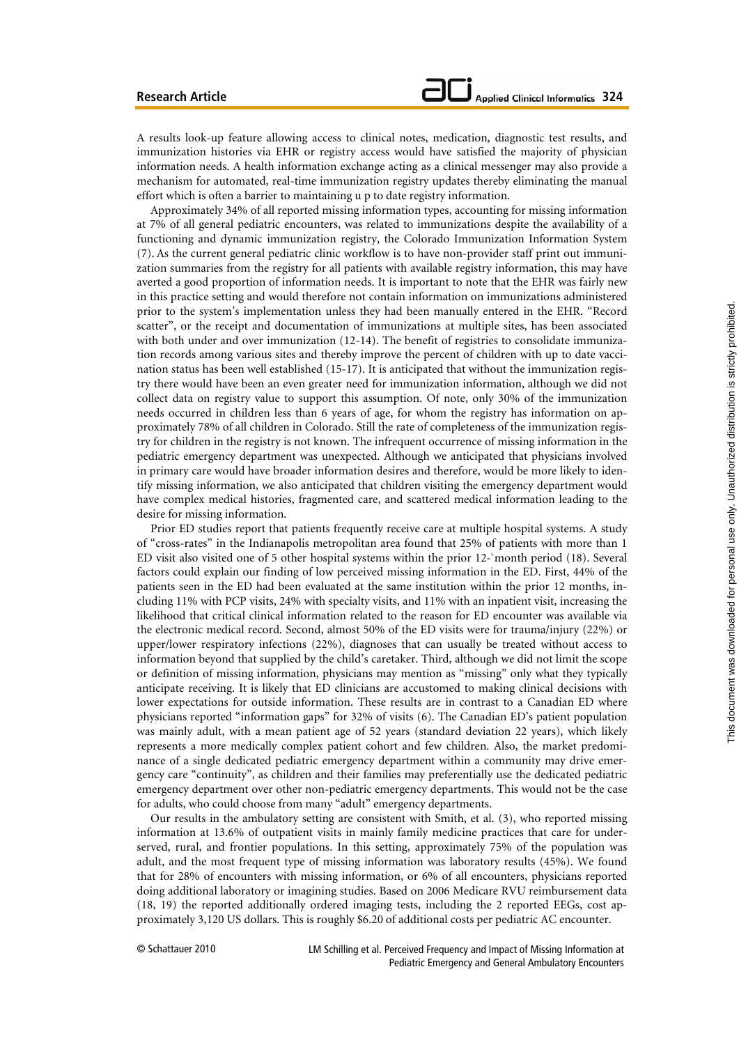A results look-up feature allowing access to clinical notes, medication, diagnostic test results, and immunization histories via EHR or registry access would have satisfied the majority of physician information needs. A health information exchange acting as a clinical messenger may also provide a mechanism for automated, real-time immunization registry updates thereby eliminating the manual effort which is often a barrier to maintaining u p to date registry information.

Approximately 34% of all reported missing information types, accounting for missing information at 7% of all general pediatric encounters, was related to immunizations despite the availability of a functioning and dynamic immunization registry, the Colorado Immunization Information System (7). As the current general pediatric clinic workflow is to have non-provider staff print out immunization summaries from the registry for all patients with available registry information, this may have averted a good proportion of information needs. It is important to note that the EHR was fairly new in this practice setting and would therefore not contain information on immunizations administered prior to the system's implementation unless they had been manually entered in the EHR. "Record scatter", or the receipt and documentation of immunizations at multiple sites, has been associated with both under and over immunization (12-14). The benefit of registries to consolidate immunization records among various sites and thereby improve the percent of children with up to date vaccination status has been well established (15-17). It is anticipated that without the immunization registry there would have been an even greater need for immunization information, although we did not collect data on registry value to support this assumption. Of note, only 30% of the immunization needs occurred in children less than 6 years of age, for whom the registry has information on approximately 78% of all children in Colorado. Still the rate of completeness of the immunization registry for children in the registry is not known. The infrequent occurrence of missing information in the pediatric emergency department was unexpected. Although we anticipated that physicians involved in primary care would have broader information desires and therefore, would be more likely to identify missing information, we also anticipated that children visiting the emergency department would have complex medical histories, fragmented care, and scattered medical information leading to the desire for missing information.

Prior ED studies report that patients frequently receive care at multiple hospital systems. A study of "cross-rates" in the Indianapolis metropolitan area found that 25% of patients with more than 1 ED visit also visited one of 5 other hospital systems within the prior 12-`month period (18). Several factors could explain our finding of low perceived missing information in the ED. First, 44% of the patients seen in the ED had been evaluated at the same institution within the prior 12 months, including 11% with PCP visits, 24% with specialty visits, and 11% with an inpatient visit, increasing the likelihood that critical clinical information related to the reason for ED encounter was available via the electronic medical record. Second, almost 50% of the ED visits were for trauma/injury (22%) or upper/lower respiratory infections (22%), diagnoses that can usually be treated without access to information beyond that supplied by the child's caretaker. Third, although we did not limit the scope or definition of missing information, physicians may mention as "missing" only what they typically anticipate receiving. It is likely that ED clinicians are accustomed to making clinical decisions with lower expectations for outside information. These results are in contrast to a Canadian ED where physicians reported "information gaps" for 32% of visits (6). The Canadian ED's patient population was mainly adult, with a mean patient age of 52 years (standard deviation 22 years), which likely represents a more medically complex patient cohort and few children. Also, the market predominance of a single dedicated pediatric emergency department within a community may drive emergency care "continuity", as children and their families may preferentially use the dedicated pediatric emergency department over other non-pediatric emergency departments. This would not be the case for adults, who could choose from many "adult" emergency departments.

Our results in the ambulatory setting are consistent with Smith, et al. (3), who reported missing information at 13.6% of outpatient visits in mainly family medicine practices that care for underserved, rural, and frontier populations. In this setting, approximately 75% of the population was adult, and the most frequent type of missing information was laboratory results (45%). We found that for 28% of encounters with missing information, or 6% of all encounters, physicians reported doing additional laboratory or imagining studies. Based on 2006 Medicare RVU reimbursement data (18, 19) the reported additionally ordered imaging tests, including the 2 reported EEGs, cost approximately 3,120 US dollars. This is roughly $6.20 of additional costs per pediatric AC encounter.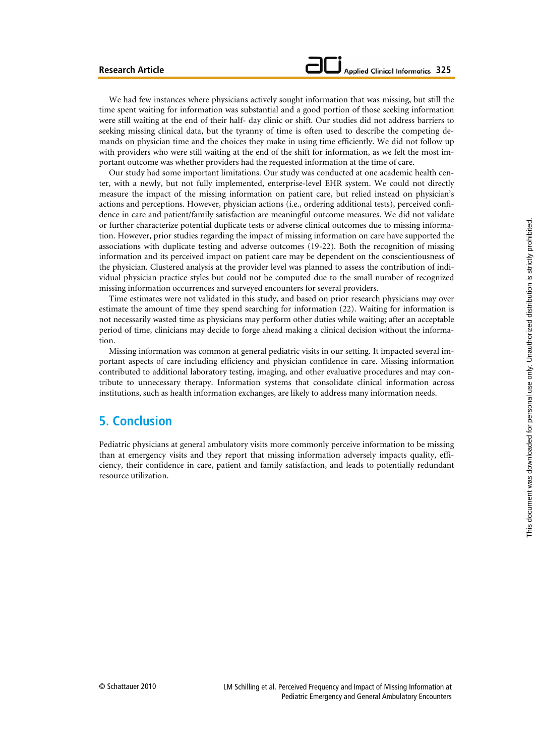We had few instances where physicians actively sought information that was missing, but still the time spent waiting for information was substantial and a good portion of those seeking information were still waiting at the end of their half- day clinic or shift. Our studies did not address barriers to seeking missing clinical data, but the tyranny of time is often used to describe the competing demands on physician time and the choices they make in using time efficiently. We did not follow up with providers who were still waiting at the end of the shift for information, as we felt the most important outcome was whether providers had the requested information at the time of care.

Our study had some important limitations. Our study was conducted at one academic health center, with a newly, but not fully implemented, enterprise-level EHR system. We could not directly measure the impact of the missing information on patient care, but relied instead on physician's actions and perceptions. However, physician actions (i.e., ordering additional tests), perceived confidence in care and patient/family satisfaction are meaningful outcome measures. We did not validate or further characterize potential duplicate tests or adverse clinical outcomes due to missing information. However, prior studies regarding the impact of missing information on care have supported the associations with duplicate testing and adverse outcomes (19-22). Both the recognition of missing information and its perceived impact on patient care may be dependent on the conscientiousness of the physician. Clustered analysis at the provider level was planned to assess the contribution of individual physician practice styles but could not be computed due to the small number of recognized missing information occurrences and surveyed encounters for several providers.

Time estimates were not validated in this study, and based on prior research physicians may over estimate the amount of time they spend searching for information (22). Waiting for information is not necessarily wasted time as physicians may perform other duties while waiting; after an acceptable period of time, clinicians may decide to forge ahead making a clinical decision without the information.

Missing information was common at general pediatric visits in our setting. It impacted several important aspects of care including efficiency and physician confidence in care. Missing information contributed to additional laboratory testing, imaging, and other evaluative procedures and may contribute to unnecessary therapy. Information systems that consolidate clinical information across institutions, such as health information exchanges, are likely to address many information needs.

## 5. Conclusion

Pediatric physicians at general ambulatory visits more commonly perceive information to be missing than at emergency visits and they report that missing information adversely impacts quality, efficiency, their confidence in care, patient and family satisfaction, and leads to potentially redundant resource utilization.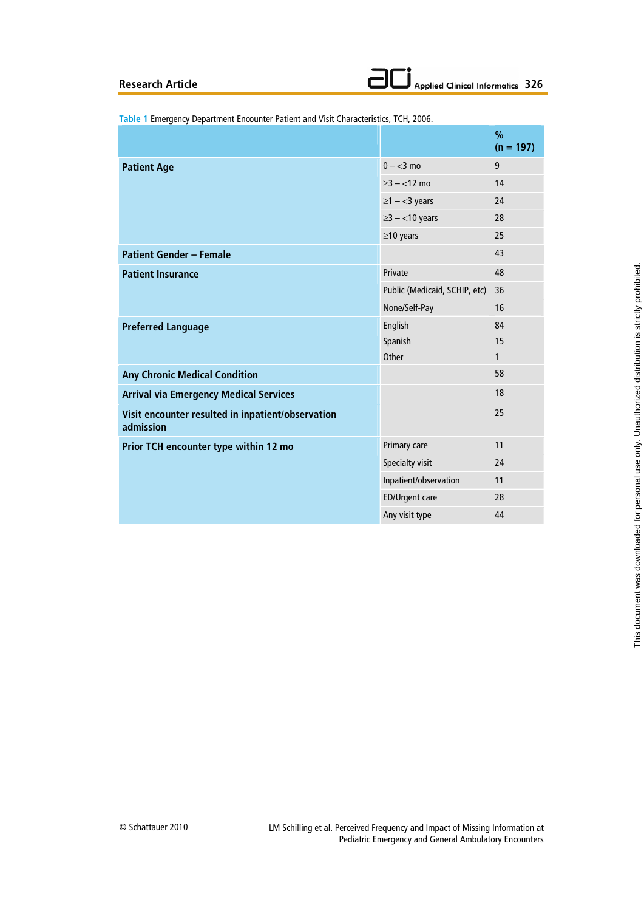Table 1 Emergency Department Encounter Patient and Visit Characteristics, TCH, 2006.

| | | % (n = 197) |
|---|---|---|
| **Patient Age** | 0 – <3 mo | 9 |
| | ≥3 – <12 mo | 14 |
| | ≥1 – <3 years | 24 |
| | ≥3 – <10 years | 28 |
| | ≥10 years | 25 |
| **Patient Gender – Female** | | 43 |
| **Patient Insurance** | Private | 48 |
| | Public (Medicaid, SCHIP, etc) | 36 |
| | None/Self-Pay | 16 |
| **Preferred Language** | English | 84 |
| | Spanish | 15 |
| | Other | 1 |
| **Any Chronic Medical Condition** | | 58 |
| **Arrival via Emergency Medical Services** | | 18 |
| **Visit encounter resulted in inpatient/observation admission** | | 25 |
| **Prior TCH encounter type within 12 mo** | Primary care | 11 |
| | Specialty visit | 24 |
| | Inpatient/observation | 11 |
| | ED/Urgent care | 28 |
| | Any visit type | 44 |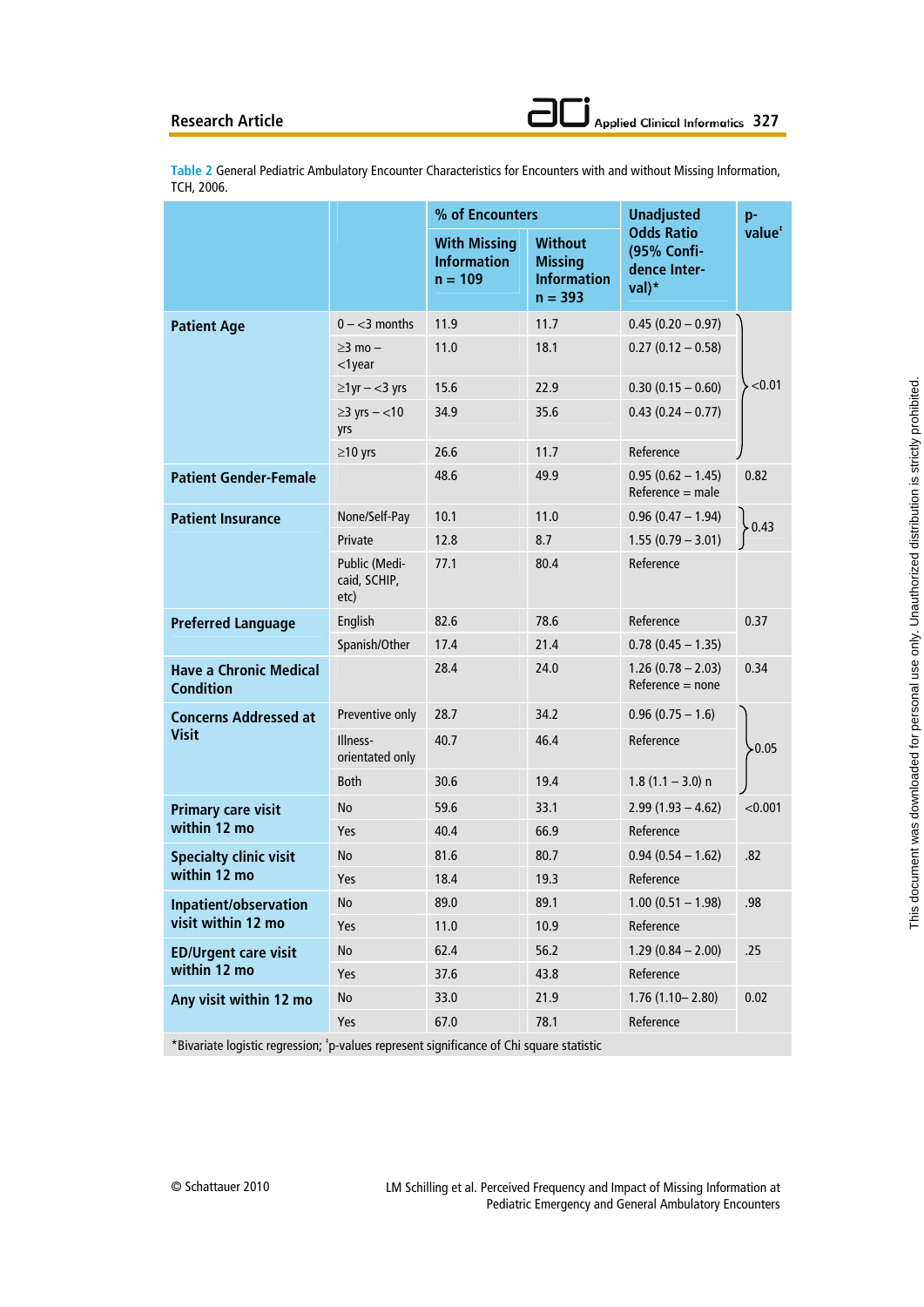**Table 2** General Pediatric Ambulatory Encounter Characteristics for Encounters with and without Missing Information, TCH, 2006.

| | | % of Encounters | | Unadjusted Odds Ratio (95% Confidence Interval)* | p-value[‡] |
|---|---|---|---|---|---|
| | | With Missing Information n = 109 | Without Missing Information n = 393 | | |
| **Patient Age** | 0 – <3 months | 11.9 | 11.7 | 0.45 (0.20 – 0.97) | <0.01 |
| | ≥3 mo – <1year | 11.0 | 18.1 | 0.27 (0.12 – 0.58) | |
| | ≥1yr – <3 yrs | 15.6 | 22.9 | 0.30 (0.15 – 0.60) | |
| | ≥3 yrs – <10 yrs | 34.9 | 35.6 | 0.43 (0.24 – 0.77) | |
| | ≥10 yrs | 26.6 | 11.7 | Reference | |
| **Patient Gender-Female** | | 48.6 | 49.9 | 0.95 (0.62 – 1.45) Reference = male | 0.82 |
| **Patient Insurance** | None/Self-Pay | 10.1 | 11.0 | 0.96 (0.47 – 1.94) | 0.43 |
| | Private | 12.8 | 8.7 | 1.55 (0.79 – 3.01) | |
| | Public (Medicaid, SCHIP, etc) | 77.1 | 80.4 | Reference | |
| **Preferred Language** | English | 82.6 | 78.6 | Reference | 0.37 |
| | Spanish/Other | 17.4 | 21.4 | 0.78 (0.45 – 1.35) | |
| **Have a Chronic Medical Condition** | | 28.4 | 24.0 | 1.26 (0.78 – 2.03) Reference = none | 0.34 |
| **Concerns Addressed at Visit** | Preventive only | 28.7 | 34.2 | 0.96 (0.75 – 1.6) | 0.05 |
| | Illness-orientated only | 40.7 | 46.4 | Reference | |
| | Both | 30.6 | 19.4 | 1.8 (1.1 – 3.0) n | |
| **Primary care visit within 12 mo** | No | 59.6 | 33.1 | 2.99 (1.93 – 4.62) | <0.001 |
| | Yes | 40.4 | 66.9 | Reference | |
| **Specialty clinic visit within 12 mo** | No | 81.6 | 80.7 | 0.94 (0.54 – 1.62) | .82 |
| | Yes | 18.4 | 19.3 | Reference | |
| **Inpatient/observation visit within 12 mo** | No | 89.0 | 89.1 | 1.00 (0.51 – 1.98) | .98 |
| | Yes | 11.0 | 10.9 | Reference | |
| **ED/Urgent care visit within 12 mo** | No | 62.4 | 56.2 | 1.29 (0.84 – 2.00) | .25 |
| | Yes | 37.6 | 43.8 | Reference | |
| **Any visit within 12 mo** | No | 33.0 | 21.9 | 1.76 (1.10– 2.80) | 0.02 |
| | Yes | 67.0 | 78.1 | Reference | |

*Bivariate logistic regression; [‡]p-values represent significance of Chi square statistic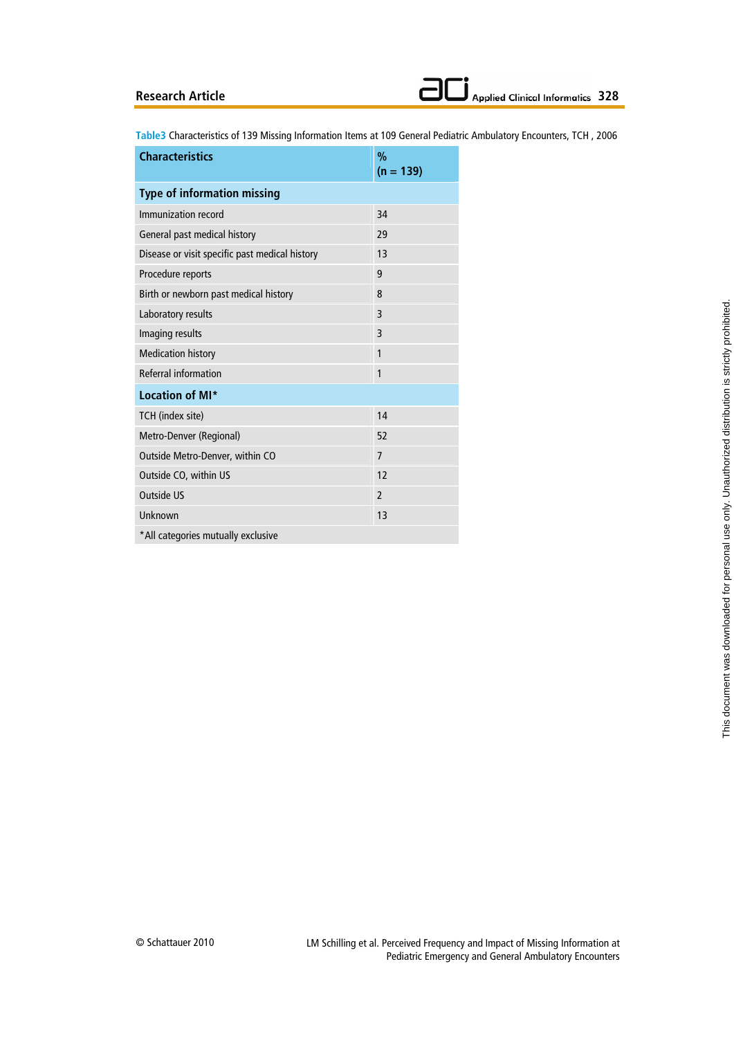Table3 Characteristics of 139 Missing Information Items at 109 General Pediatric Ambulatory Encounters, TCH , 2006

| Characteristics | % (n = 139) |
|---|---|
| **Type of information missing** | |
| Immunization record | 34 |
| General past medical history | 29 |
| Disease or visit specific past medical history | 13 |
| Procedure reports | 9 |
| Birth or newborn past medical history | 8 |
| Laboratory results | 3 |
| Imaging results | 3 |
| Medication history | 1 |
| Referral information | 1 |
| **Location of MI*** | |
| TCH (index site) | 14 |
| Metro-Denver (Regional) | 52 |
| Outside Metro-Denver, within CO | 7 |
| Outside CO, within US | 12 |
| Outside US | 2 |
| Unknown | 13 |
| *All categories mutually exclusive | |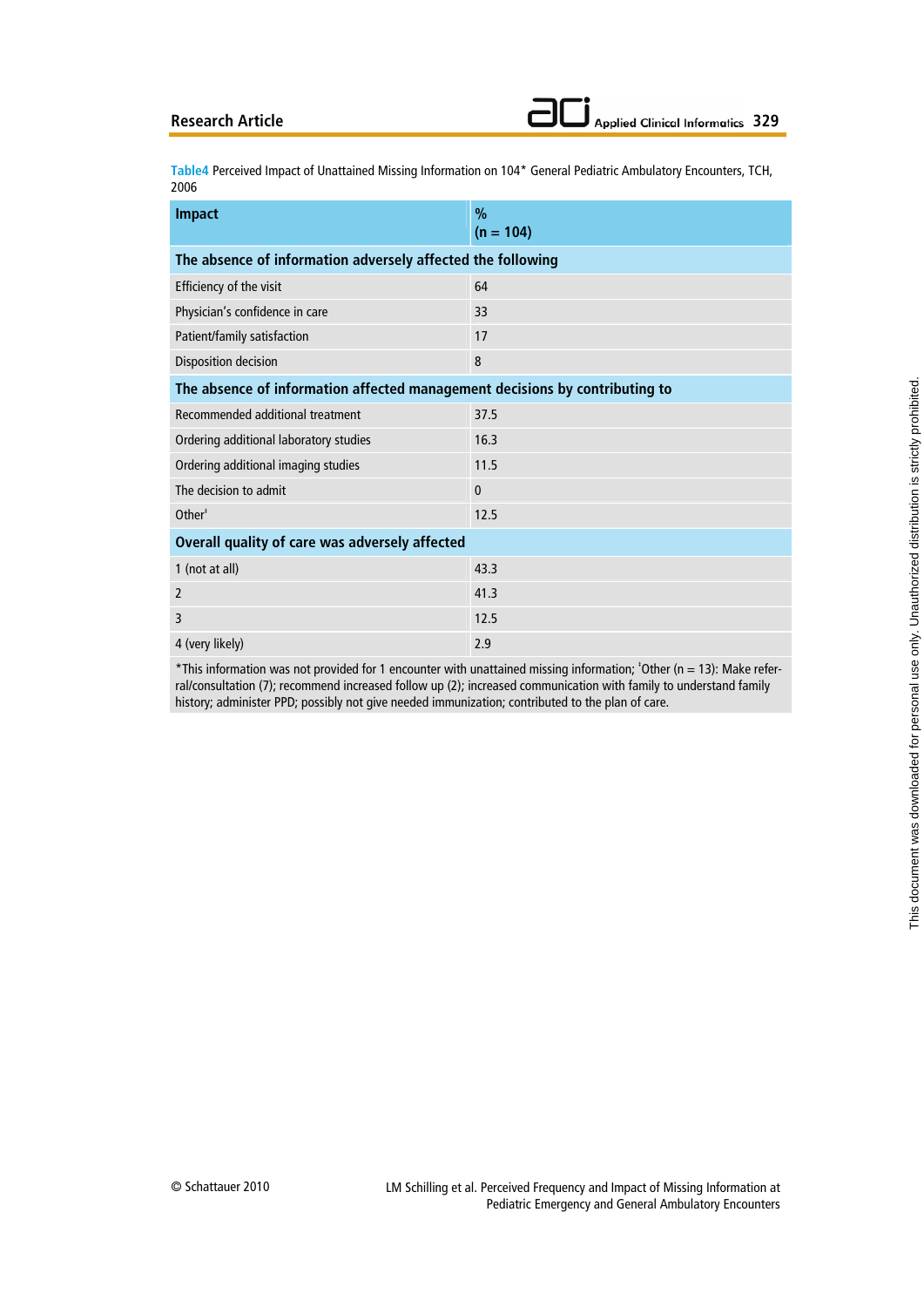Table4 Perceived Impact of Unattained Missing Information on 104* General Pediatric Ambulatory Encounters, TCH, 2006

| Impact | % (n = 104) |
|---|---|
| **The absence of information adversely affected the following** | |
| Efficiency of the visit | 64 |
| Physician's confidence in care | 33 |
| Patient/family satisfaction | 17 |
| Disposition decision | 8 |
| **The absence of information affected management decisions by contributing to** | |
| Recommended additional treatment | 37.5 |
| Ordering additional laboratory studies | 16.3 |
| Ordering additional imaging studies | 11.5 |
| The decision to admit | 0 |
| Other[‡] | 12.5 |
| **Overall quality of care was adversely affected** | |
| 1 (not at all) | 43.3 |
| 2 | 41.3 |
| 3 | 12.5 |
| 4 (very likely) | 2.9 |

*This information was not provided for 1 encounter with unattained missing information; [‡]Other (n = 13): Make referral/consultation (7); recommend increased follow up (2); increased communication with family to understand family history; administer PPD; possibly not give needed immunization; contributed to the plan of care.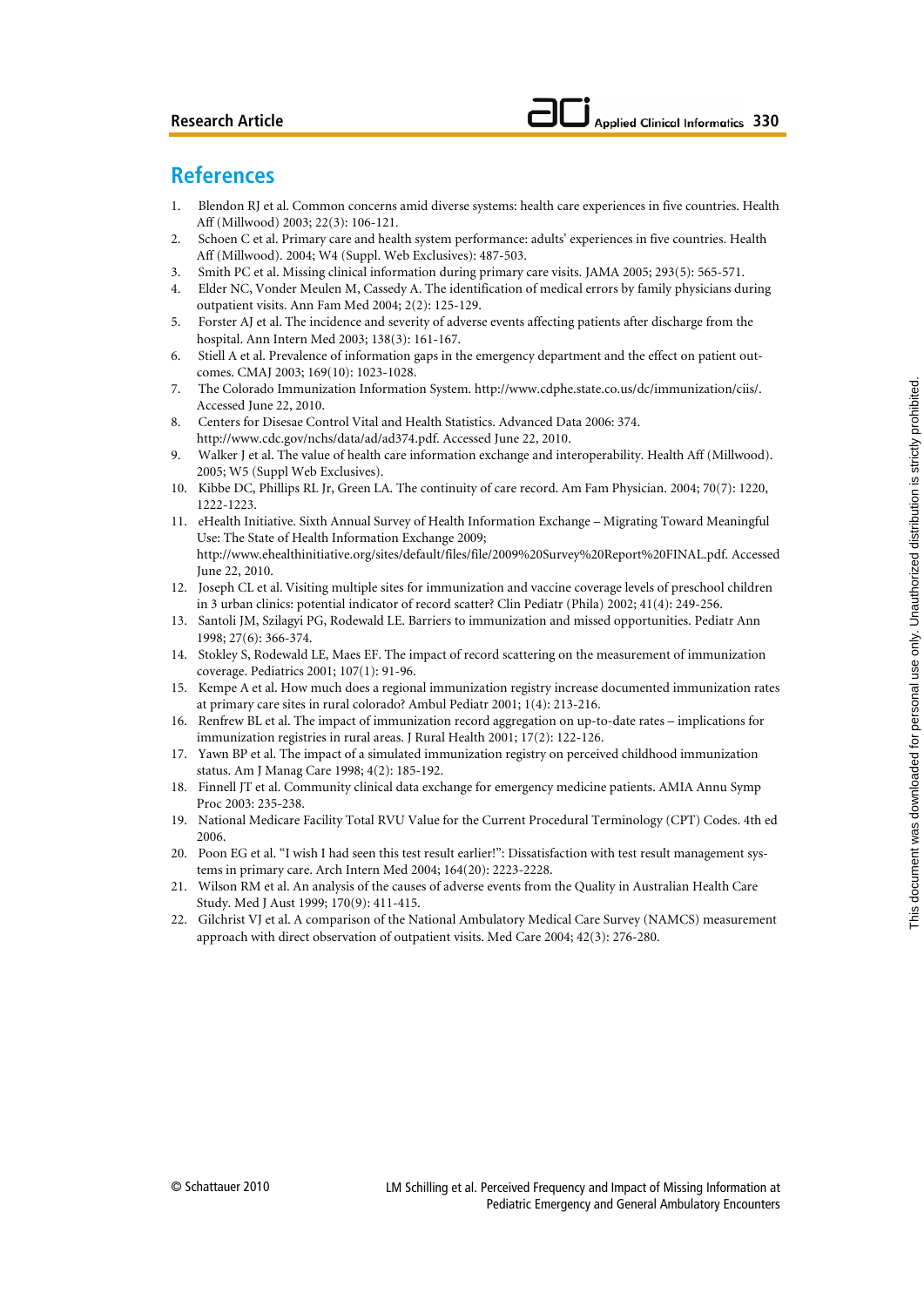## References

1. Blendon RJ et al. Common concerns amid diverse systems: health care experiences in five countries. Health Aff (Millwood) 2003; 22(3): 106-121.
2. Schoen C et al. Primary care and health system performance: adults' experiences in five countries. Health Aff (Millwood). 2004; W4 (Suppl. Web Exclusives): 487-503.
3. Smith PC et al. Missing clinical information during primary care visits. JAMA 2005; 293(5): 565-571.
4. Elder NC, Vonder Meulen M, Cassedy A. The identification of medical errors by family physicians during outpatient visits. Ann Fam Med 2004; 2(2): 125-129.
5. Forster AJ et al. The incidence and severity of adverse events affecting patients after discharge from the hospital. Ann Intern Med 2003; 138(3): 161-167.
6. Stiell A et al. Prevalence of information gaps in the emergency department and the effect on patient outcomes. CMAJ 2003; 169(10): 1023-1028.
7. The Colorado Immunization Information System. http://www.cdphe.state.co.us/dc/immunization/ciis/. Accessed June 22, 2010.
8. Centers for Disesae Control Vital and Health Statistics. Advanced Data 2006: 374. http://www.cdc.gov/nchs/data/ad/ad374.pdf. Accessed June 22, 2010.
9. Walker J et al. The value of health care information exchange and interoperability. Health Aff (Millwood). 2005; W5 (Suppl Web Exclusives).
10. Kibbe DC, Phillips RL Jr, Green LA. The continuity of care record. Am Fam Physician. 2004; 70(7): 1220, 1222-1223.
11. eHealth Initiative. Sixth Annual Survey of Health Information Exchange – Migrating Toward Meaningful Use: The State of Health Information Exchange 2009; http://www.ehealthinitiative.org/sites/default/files/file/2009%20Survey%20Report%20FINAL.pdf. Accessed June 22, 2010.
12. Joseph CL et al. Visiting multiple sites for immunization and vaccine coverage levels of preschool children in 3 urban clinics: potential indicator of record scatter? Clin Pediatr (Phila) 2002; 41(4): 249-256.
13. Santoli JM, Szilagyi PG, Rodewald LE. Barriers to immunization and missed opportunities. Pediatr Ann 1998; 27(6): 366-374.
14. Stokley S, Rodewald LE, Maes EF. The impact of record scattering on the measurement of immunization coverage. Pediatrics 2001; 107(1): 91-96.
15. Kempe A et al. How much does a regional immunization registry increase documented immunization rates at primary care sites in rural colorado? Ambul Pediatr 2001; 1(4): 213-216.
16. Renfrew BL et al. The impact of immunization record aggregation on up-to-date rates – implications for immunization registries in rural areas. J Rural Health 2001; 17(2): 122-126.
17. Yawn BP et al. The impact of a simulated immunization registry on perceived childhood immunization status. Am J Manag Care 1998; 4(2): 185-192.
18. Finnell JT et al. Community clinical data exchange for emergency medicine patients. AMIA Annu Symp Proc 2003: 235-238.
19. National Medicare Facility Total RVU Value for the Current Procedural Terminology (CPT) Codes. 4th ed 2006.
20. Poon EG et al. "I wish I had seen this test result earlier!": Dissatisfaction with test result management systems in primary care. Arch Intern Med 2004; 164(20): 2223-2228.
21. Wilson RM et al. An analysis of the causes of adverse events from the Quality in Australian Health Care Study. Med J Aust 1999; 170(9): 411-415.
22. Gilchrist VJ et al. A comparison of the National Ambulatory Medical Care Survey (NAMCS) measurement approach with direct observation of outpatient visits. Med Care 2004; 42(3): 276-280.